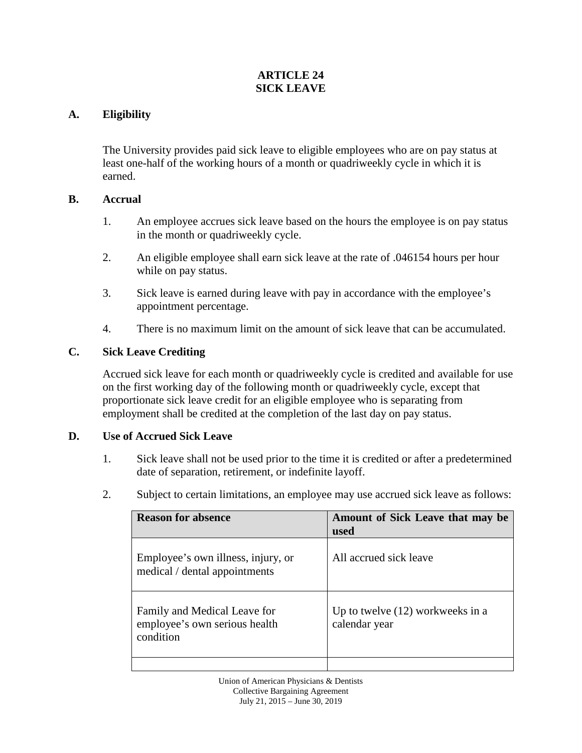# ARTICLE 24
# SICK LEAVE

## A. Eligibility

The University provides paid sick leave to eligible employees who are on pay status at least one-half of the working hours of a month or quadriweekly cycle in which it is earned.

## B. Accrual

1. An employee accrues sick leave based on the hours the employee is on pay status in the month or quadriweekly cycle.
2. An eligible employee shall earn sick leave at the rate of .046154 hours per hour while on pay status.
3. Sick leave is earned during leave with pay in accordance with the employee's appointment percentage.
4. There is no maximum limit on the amount of sick leave that can be accumulated.

## C. Sick Leave Crediting

Accrued sick leave for each month or quadriweekly cycle is credited and available for use on the first working day of the following month or quadriweekly cycle, except that proportionate sick leave credit for an eligible employee who is separating from employment shall be credited at the completion of the last day on pay status.

## D. Use of Accrued Sick Leave

1. Sick leave shall not be used prior to the time it is credited or after a predetermined date of separation, retirement, or indefinite layoff.
2. Subject to certain limitations, an employee may use accrued sick leave as follows:

| Reason for absence | Amount of Sick Leave that may be used |
|---|---|
| Employee's own illness, injury, or medical / dental appointments | All accrued sick leave |
| Family and Medical Leave for employee's own serious health condition | Up to twelve (12) workweeks in a calendar year |
| | |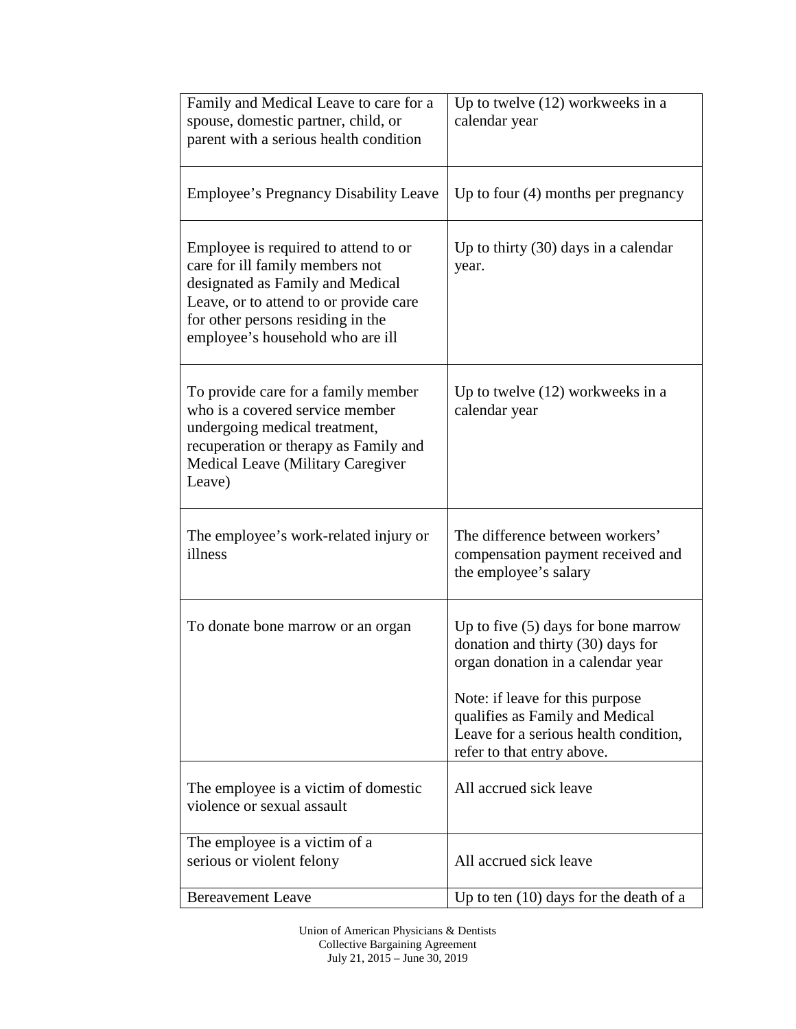| | |
|---|---|
| Family and Medical Leave to care for a spouse, domestic partner, child, or parent with a serious health condition | Up to twelve (12) workweeks in a calendar year |
| Employee's Pregnancy Disability Leave | Up to four (4) months per pregnancy |
| Employee is required to attend to or care for ill family members not designated as Family and Medical Leave, or to attend to or provide care for other persons residing in the employee's household who are ill | Up to thirty (30) days in a calendar year. |
| To provide care for a family member who is a covered service member undergoing medical treatment, recuperation or therapy as Family and Medical Leave (Military Caregiver Leave) | Up to twelve (12) workweeks in a calendar year |
| The employee's work-related injury or illness | The difference between workers' compensation payment received and the employee's salary |
| To donate bone marrow or an organ | Up to five (5) days for bone marrow donation and thirty (30) days for organ donation in a calendar year<br><br>Note: if leave for this purpose qualifies as Family and Medical Leave for a serious health condition, refer to that entry above. |
| The employee is a victim of domestic violence or sexual assault | All accrued sick leave |
| The employee is a victim of a serious or violent felony | All accrued sick leave |
| Bereavement Leave | Up to ten (10) days for the death of a |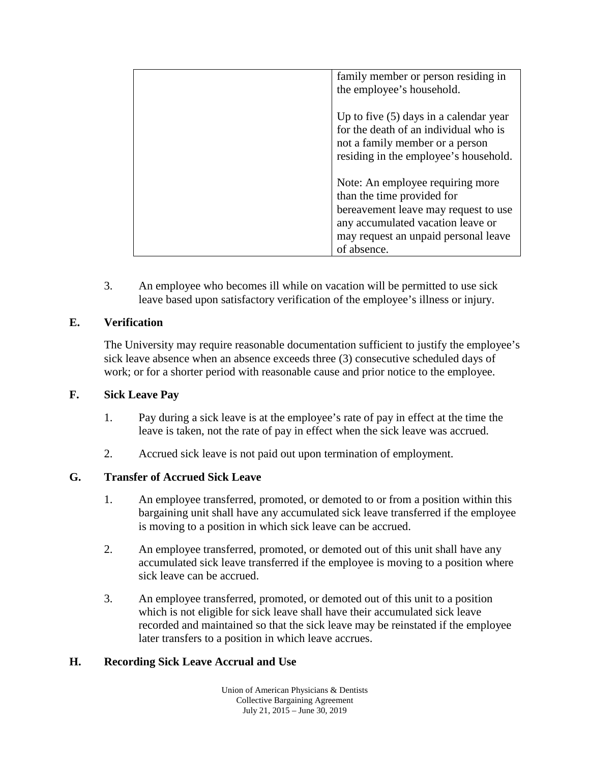| | |
|---|---|
| | family member or person residing in the employee's household.<br><br>Up to five (5) days in a calendar year for the death of an individual who is not a family member or a person residing in the employee's household.<br><br>Note: An employee requiring more than the time provided for bereavement leave may request to use any accumulated vacation leave or may request an unpaid personal leave of absence. |

3. An employee who becomes ill while on vacation will be permitted to use sick leave based upon satisfactory verification of the employee's illness or injury.

## E. Verification

The University may require reasonable documentation sufficient to justify the employee's sick leave absence when an absence exceeds three (3) consecutive scheduled days of work; or for a shorter period with reasonable cause and prior notice to the employee.

## F. Sick Leave Pay

1. Pay during a sick leave is at the employee's rate of pay in effect at the time the leave is taken, not the rate of pay in effect when the sick leave was accrued.

2. Accrued sick leave is not paid out upon termination of employment.

## G. Transfer of Accrued Sick Leave

1. An employee transferred, promoted, or demoted to or from a position within this bargaining unit shall have any accumulated sick leave transferred if the employee is moving to a position in which sick leave can be accrued.

2. An employee transferred, promoted, or demoted out of this unit shall have any accumulated sick leave transferred if the employee is moving to a position where sick leave can be accrued.

3. An employee transferred, promoted, or demoted out of this unit to a position which is not eligible for sick leave shall have their accumulated sick leave recorded and maintained so that the sick leave may be reinstated if the employee later transfers to a position in which leave accrues.

## H. Recording Sick Leave Accrual and Use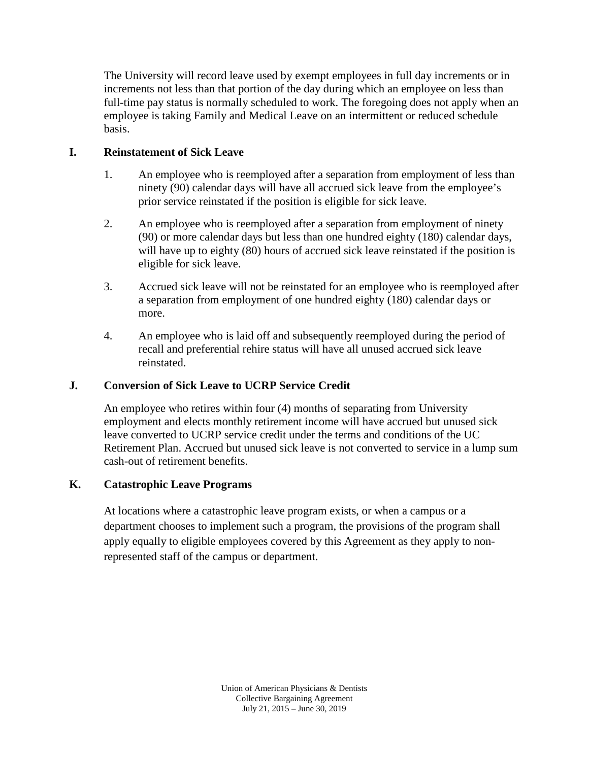The University will record leave used by exempt employees in full day increments or in increments not less than that portion of the day during which an employee on less than full-time pay status is normally scheduled to work. The foregoing does not apply when an employee is taking Family and Medical Leave on an intermittent or reduced schedule basis.

### I. Reinstatement of Sick Leave

1. An employee who is reemployed after a separation from employment of less than ninety (90) calendar days will have all accrued sick leave from the employee's prior service reinstated if the position is eligible for sick leave.
2. An employee who is reemployed after a separation from employment of ninety (90) or more calendar days but less than one hundred eighty (180) calendar days, will have up to eighty (80) hours of accrued sick leave reinstated if the position is eligible for sick leave.
3. Accrued sick leave will not be reinstated for an employee who is reemployed after a separation from employment of one hundred eighty (180) calendar days or more.
4. An employee who is laid off and subsequently reemployed during the period of recall and preferential rehire status will have all unused accrued sick leave reinstated.

### J. Conversion of Sick Leave to UCRP Service Credit

An employee who retires within four (4) months of separating from University employment and elects monthly retirement income will have accrued but unused sick leave converted to UCRP service credit under the terms and conditions of the UC Retirement Plan. Accrued but unused sick leave is not converted to service in a lump sum cash-out of retirement benefits.

### K. Catastrophic Leave Programs

At locations where a catastrophic leave program exists, or when a campus or a department chooses to implement such a program, the provisions of the program shall apply equally to eligible employees covered by this Agreement as they apply to non-represented staff of the campus or department.